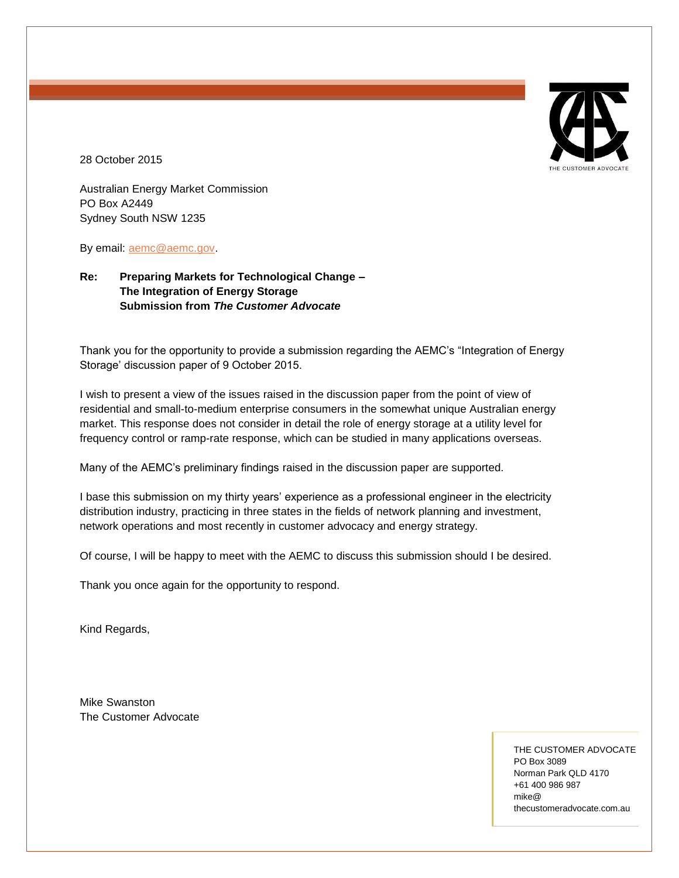THE CUSTOMER ADVOCATE

28 October 2015

Australian Energy Market Commission
PO Box A2449
Sydney South NSW 1235

By email: aemc@aemc.gov.

**Re: Preparing Markets for Technological Change – The Integration of Energy Storage Submission from *The Customer Advocate***

Thank you for the opportunity to provide a submission regarding the AEMC's "Integration of Energy Storage' discussion paper of 9 October 2015.

I wish to present a view of the issues raised in the discussion paper from the point of view of residential and small-to-medium enterprise consumers in the somewhat unique Australian energy market. This response does not consider in detail the role of energy storage at a utility level for frequency control or ramp-rate response, which can be studied in many applications overseas.

Many of the AEMC's preliminary findings raised in the discussion paper are supported.

I base this submission on my thirty years' experience as a professional engineer in the electricity distribution industry, practicing in three states in the fields of network planning and investment, network operations and most recently in customer advocacy and energy strategy.

Of course, I will be happy to meet with the AEMC to discuss this submission should I be desired.

Thank you once again for the opportunity to respond.

Kind Regards,

Mike Swanston
The Customer Advocate

THE CUSTOMER ADVOCATE
PO Box 3089
Norman Park QLD 4170
+61 400 986 987
mike@
thecustomeradvocate.com.au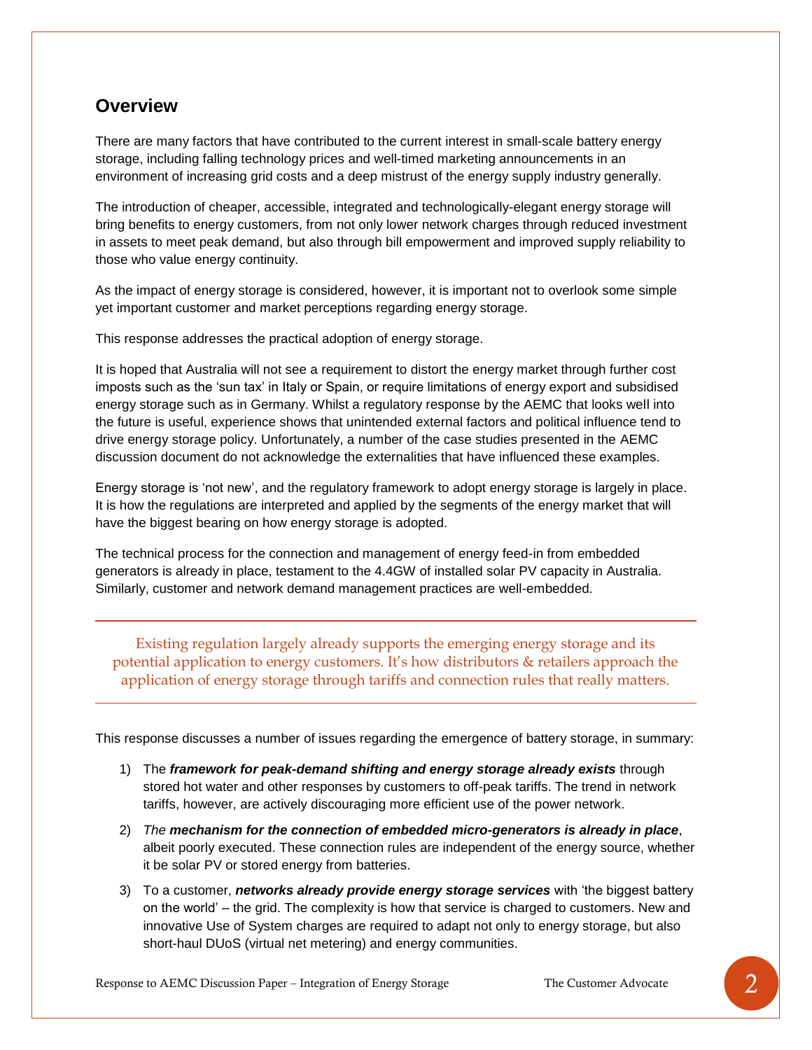## Overview

There are many factors that have contributed to the current interest in small-scale battery energy storage, including falling technology prices and well-timed marketing announcements in an environment of increasing grid costs and a deep mistrust of the energy supply industry generally.

The introduction of cheaper, accessible, integrated and technologically-elegant energy storage will bring benefits to energy customers, from not only lower network charges through reduced investment in assets to meet peak demand, but also through bill empowerment and improved supply reliability to those who value energy continuity.

As the impact of energy storage is considered, however, it is important not to overlook some simple yet important customer and market perceptions regarding energy storage.

This response addresses the practical adoption of energy storage.

It is hoped that Australia will not see a requirement to distort the energy market through further cost imposts such as the 'sun tax' in Italy or Spain, or require limitations of energy export and subsidised energy storage such as in Germany. Whilst a regulatory response by the AEMC that looks well into the future is useful, experience shows that unintended external factors and political influence tend to drive energy storage policy. Unfortunately, a number of the case studies presented in the AEMC discussion document do not acknowledge the externalities that have influenced these examples.

Energy storage is 'not new', and the regulatory framework to adopt energy storage is largely in place. It is how the regulations are interpreted and applied by the segments of the energy market that will have the biggest bearing on how energy storage is adopted.

The technical process for the connection and management of energy feed-in from embedded generators is already in place, testament to the 4.4GW of installed solar PV capacity in Australia. Similarly, customer and network demand management practices are well-embedded.

---

Existing regulation largely already supports the emerging energy storage and its potential application to energy customers. It's how distributors & retailers approach the application of energy storage through tariffs and connection rules that really matters.

---

This response discusses a number of issues regarding the emergence of battery storage, in summary:

1) The ***framework for peak-demand shifting and energy storage already exists*** through stored hot water and other responses by customers to off-peak tariffs. The trend in network tariffs, however, are actively discouraging more efficient use of the power network.
2) *The* ***mechanism for the connection of embedded micro-generators is already in place***, albeit poorly executed. These connection rules are independent of the energy source, whether it be solar PV or stored energy from batteries.
3) To a customer, ***networks already provide energy storage services*** with 'the biggest battery on the world' – the grid. The complexity is how that service is charged to customers. New and innovative Use of System charges are required to adapt not only to energy storage, but also short-haul DUoS (virtual net metering) and energy communities.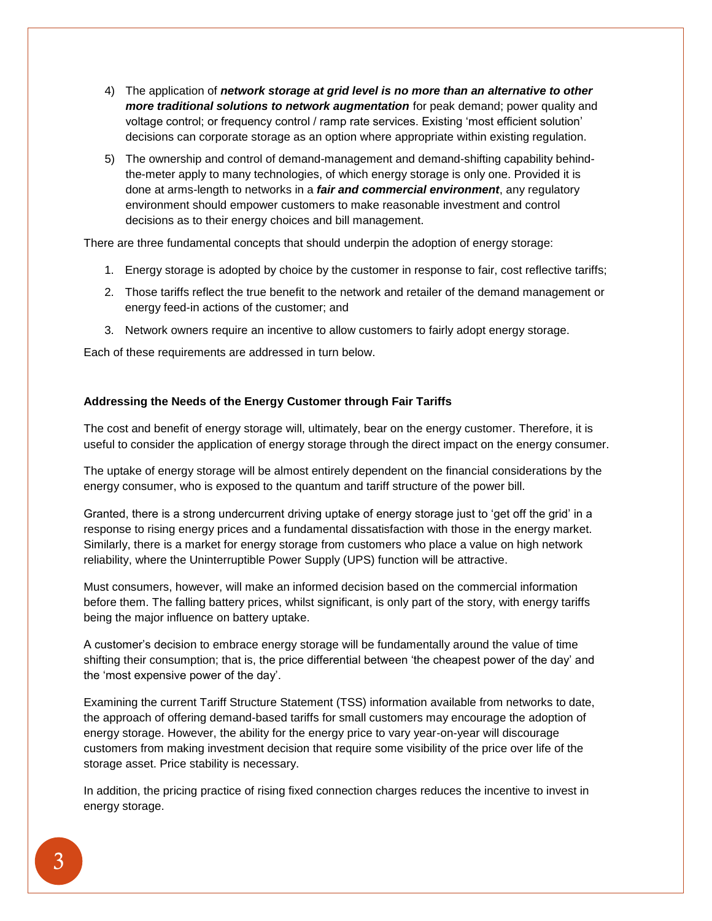4) The application of ***network storage at grid level is no more than an alternative to other more traditional solutions to network augmentation*** for peak demand; power quality and voltage control; or frequency control / ramp rate services. Existing 'most efficient solution' decisions can corporate storage as an option where appropriate within existing regulation.

5) The ownership and control of demand-management and demand-shifting capability behind-the-meter apply to many technologies, of which energy storage is only one. Provided it is done at arms-length to networks in a ***fair and commercial environment***, any regulatory environment should empower customers to make reasonable investment and control decisions as to their energy choices and bill management.

There are three fundamental concepts that should underpin the adoption of energy storage:

1. Energy storage is adopted by choice by the customer in response to fair, cost reflective tariffs;
2. Those tariffs reflect the true benefit to the network and retailer of the demand management or energy feed-in actions of the customer; and
3. Network owners require an incentive to allow customers to fairly adopt energy storage.

Each of these requirements are addressed in turn below.

**Addressing the Needs of the Energy Customer through Fair Tariffs**

The cost and benefit of energy storage will, ultimately, bear on the energy customer. Therefore, it is useful to consider the application of energy storage through the direct impact on the energy consumer.

The uptake of energy storage will be almost entirely dependent on the financial considerations by the energy consumer, who is exposed to the quantum and tariff structure of the power bill.

Granted, there is a strong undercurrent driving uptake of energy storage just to 'get off the grid' in a response to rising energy prices and a fundamental dissatisfaction with those in the energy market. Similarly, there is a market for energy storage from customers who place a value on high network reliability, where the Uninterruptible Power Supply (UPS) function will be attractive.

Must consumers, however, will make an informed decision based on the commercial information before them. The falling battery prices, whilst significant, is only part of the story, with energy tariffs being the major influence on battery uptake.

A customer's decision to embrace energy storage will be fundamentally around the value of time shifting their consumption; that is, the price differential between 'the cheapest power of the day' and the 'most expensive power of the day'.

Examining the current Tariff Structure Statement (TSS) information available from networks to date, the approach of offering demand-based tariffs for small customers may encourage the adoption of energy storage. However, the ability for the energy price to vary year-on-year will discourage customers from making investment decision that require some visibility of the price over life of the storage asset. Price stability is necessary.

In addition, the pricing practice of rising fixed connection charges reduces the incentive to invest in energy storage.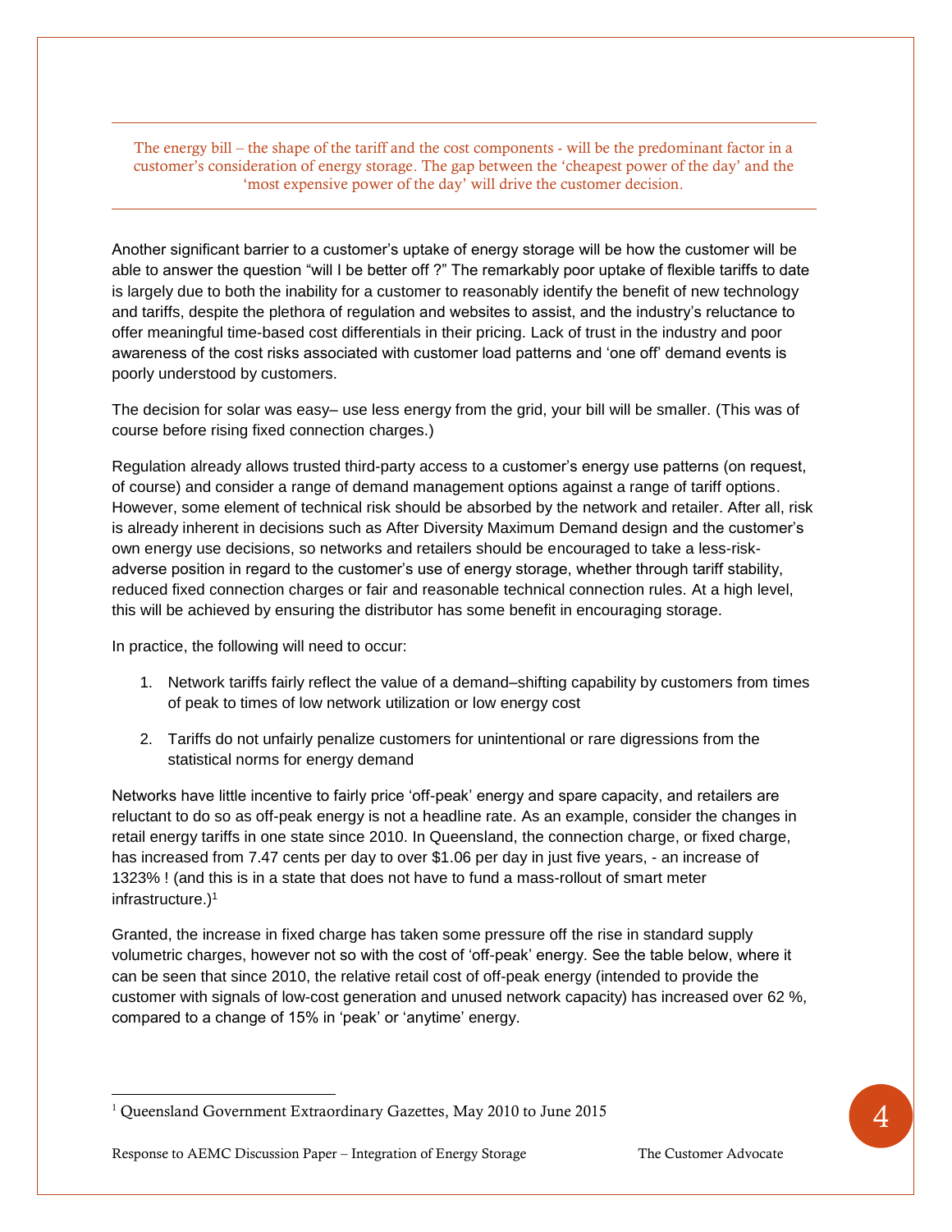> The energy bill – the shape of the tariff and the cost components - will be the predominant factor in a customer's consideration of energy storage. The gap between the 'cheapest power of the day' and the 'most expensive power of the day' will drive the customer decision.

Another significant barrier to a customer's uptake of energy storage will be how the customer will be able to answer the question "will I be better off ?" The remarkably poor uptake of flexible tariffs to date is largely due to both the inability for a customer to reasonably identify the benefit of new technology and tariffs, despite the plethora of regulation and websites to assist, and the industry's reluctance to offer meaningful time-based cost differentials in their pricing. Lack of trust in the industry and poor awareness of the cost risks associated with customer load patterns and 'one off' demand events is poorly understood by customers.

The decision for solar was easy– use less energy from the grid, your bill will be smaller. (This was of course before rising fixed connection charges.)

Regulation already allows trusted third-party access to a customer's energy use patterns (on request, of course) and consider a range of demand management options against a range of tariff options. However, some element of technical risk should be absorbed by the network and retailer. After all, risk is already inherent in decisions such as After Diversity Maximum Demand design and the customer's own energy use decisions, so networks and retailers should be encouraged to take a less-risk-adverse position in regard to the customer's use of energy storage, whether through tariff stability, reduced fixed connection charges or fair and reasonable technical connection rules. At a high level, this will be achieved by ensuring the distributor has some benefit in encouraging storage.

In practice, the following will need to occur:

1. Network tariffs fairly reflect the value of a demand–shifting capability by customers from times of peak to times of low network utilization or low energy cost
2. Tariffs do not unfairly penalize customers for unintentional or rare digressions from the statistical norms for energy demand

Networks have little incentive to fairly price 'off-peak' energy and spare capacity, and retailers are reluctant to do so as off-peak energy is not a headline rate. As an example, consider the changes in retail energy tariffs in one state since 2010. In Queensland, the connection charge, or fixed charge, has increased from 7.47 cents per day to over $1.06 per day in just five years, - an increase of 1323% ! (and this is in a state that does not have to fund a mass-rollout of smart meter infrastructure.)[1]

Granted, the increase in fixed charge has taken some pressure off the rise in standard supply volumetric charges, however not so with the cost of 'off-peak' energy. See the table below, where it can be seen that since 2010, the relative retail cost of off-peak energy (intended to provide the customer with signals of low-cost generation and unused network capacity) has increased over 62 %, compared to a change of 15% in 'peak' or 'anytime' energy.

[1] Queensland Government Extraordinary Gazettes, May 2010 to June 2015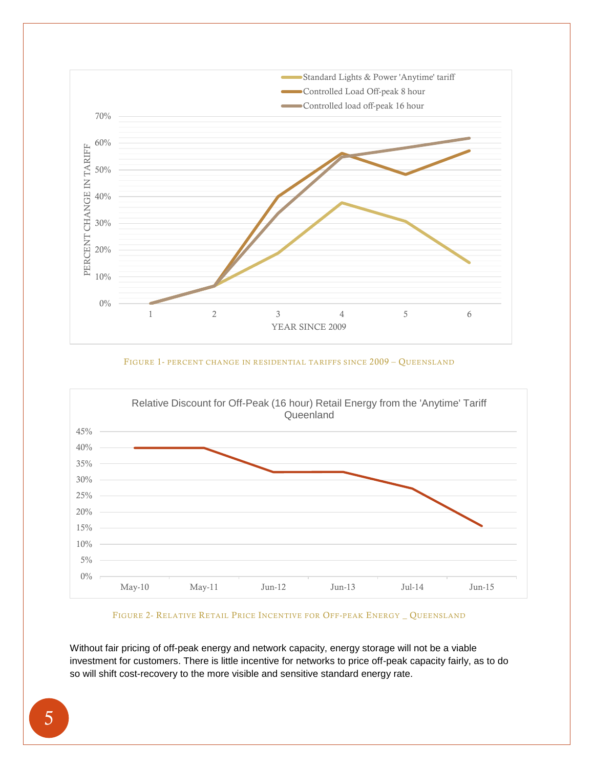FIGURE 1- PERCENT CHANGE IN RESIDENTIAL TARIFFS SINCE 2009 – QUEENSLAND

FIGURE 2- RELATIVE RETAIL PRICE INCENTIVE FOR OFF-PEAK ENERGY _ QUEENSLAND

Without fair pricing of off-peak energy and network capacity, energy storage will not be a viable investment for customers. There is little incentive for networks to price off-peak capacity fairly, as to do so will shift cost-recovery to the more visible and sensitive standard energy rate.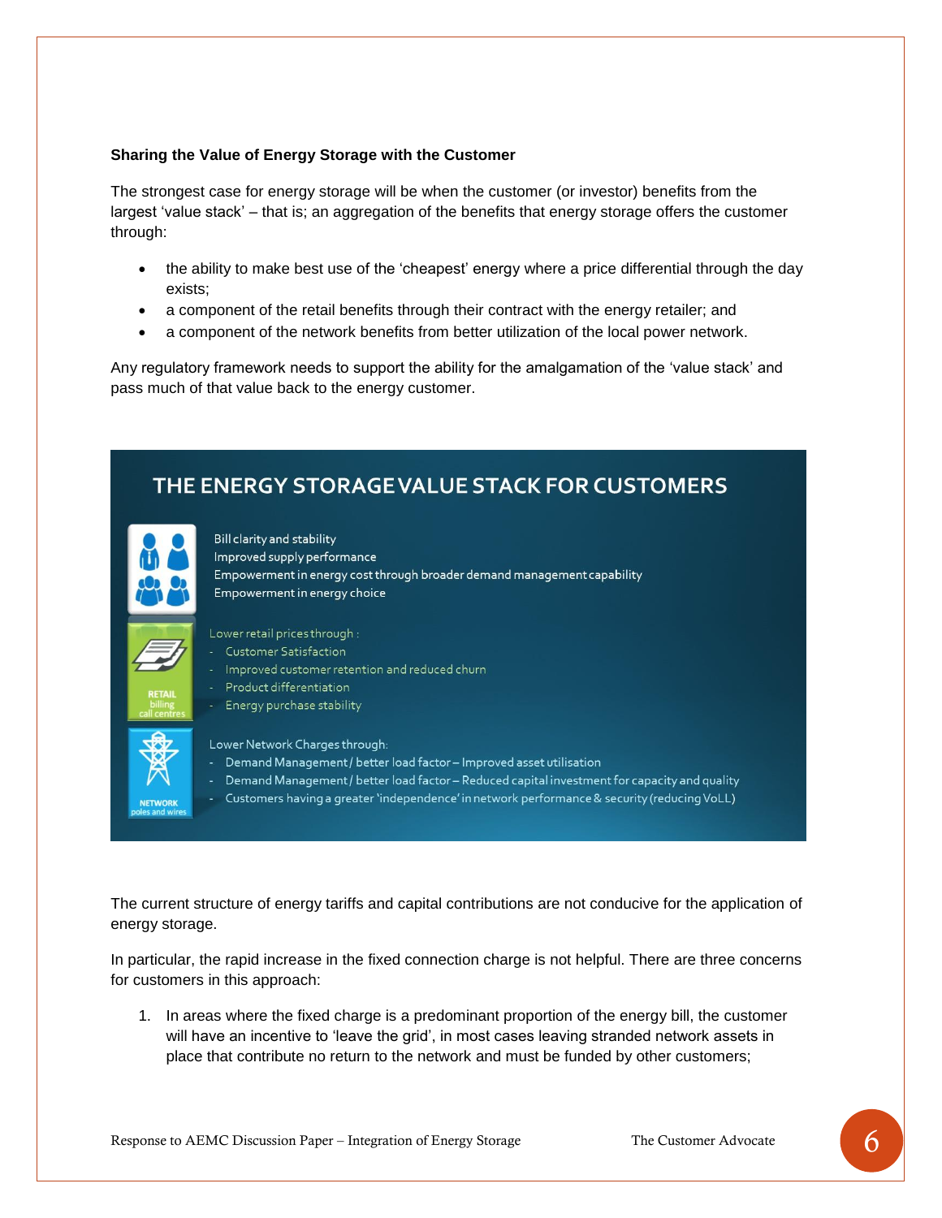**Sharing the Value of Energy Storage with the Customer**

The strongest case for energy storage will be when the customer (or investor) benefits from the largest 'value stack' – that is; an aggregation of the benefits that energy storage offers the customer through:

- the ability to make best use of the 'cheapest' energy where a price differential through the day exists;
- a component of the retail benefits through their contract with the energy retailer; and
- a component of the network benefits from better utilization of the local power network.

Any regulatory framework needs to support the ability for the amalgamation of the 'value stack' and pass much of that value back to the energy customer.

**THE ENERGY STORAGE VALUE STACK FOR CUSTOMERS**

Bill clarity and stability
Improved supply performance
Empowerment in energy cost through broader demand management capability
Empowerment in energy choice

RETAIL billing call centres

Lower retail prices through :
- Customer Satisfaction
- Improved customer retention and reduced churn
- Product differentiation
- Energy purchase stability

NETWORK poles and wires

Lower Network Charges through:
- Demand Management / better load factor – Improved asset utilisation
- Demand Management / better load factor – Reduced capital investment for capacity and quality
- Customers having a greater 'independence' in network performance & security (reducing VoLL)

The current structure of energy tariffs and capital contributions are not conducive for the application of energy storage.

In particular, the rapid increase in the fixed connection charge is not helpful. There are three concerns for customers in this approach:

1. In areas where the fixed charge is a predominant proportion of the energy bill, the customer will have an incentive to 'leave the grid', in most cases leaving stranded network assets in place that contribute no return to the network and must be funded by other customers;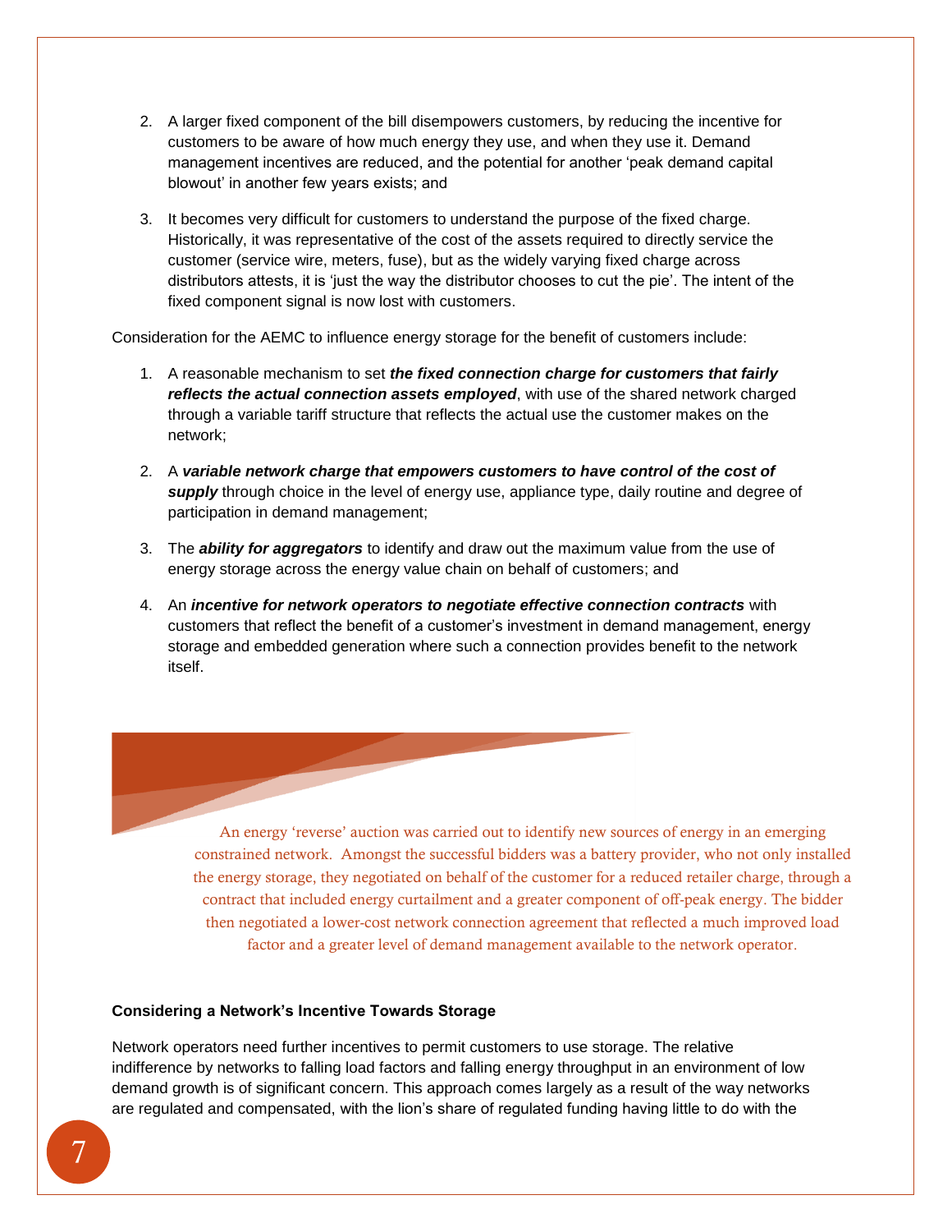2. A larger fixed component of the bill disempowers customers, by reducing the incentive for customers to be aware of how much energy they use, and when they use it. Demand management incentives are reduced, and the potential for another 'peak demand capital blowout' in another few years exists; and

3. It becomes very difficult for customers to understand the purpose of the fixed charge. Historically, it was representative of the cost of the assets required to directly service the customer (service wire, meters, fuse), but as the widely varying fixed charge across distributors attests, it is 'just the way the distributor chooses to cut the pie'. The intent of the fixed component signal is now lost with customers.

Consideration for the AEMC to influence energy storage for the benefit of customers include:

1. A reasonable mechanism to set ***the fixed connection charge for customers that fairly reflects the actual connection assets employed***, with use of the shared network charged through a variable tariff structure that reflects the actual use the customer makes on the network;

2. A ***variable network charge that empowers customers to have control of the cost of supply*** through choice in the level of energy use, appliance type, daily routine and degree of participation in demand management;

3. The ***ability for aggregators*** to identify and draw out the maximum value from the use of energy storage across the energy value chain on behalf of customers; and

4. An ***incentive for network operators to negotiate effective connection contracts*** with customers that reflect the benefit of a customer's investment in demand management, energy storage and embedded generation where such a connection provides benefit to the network itself.

An energy 'reverse' auction was carried out to identify new sources of energy in an emerging constrained network. Amongst the successful bidders was a battery provider, who not only installed the energy storage, they negotiated on behalf of the customer for a reduced retailer charge, through a contract that included energy curtailment and a greater component of off-peak energy. The bidder then negotiated a lower-cost network connection agreement that reflected a much improved load factor and a greater level of demand management available to the network operator.

**Considering a Network's Incentive Towards Storage**

Network operators need further incentives to permit customers to use storage. The relative indifference by networks to falling load factors and falling energy throughput in an environment of low demand growth is of significant concern. This approach comes largely as a result of the way networks are regulated and compensated, with the lion's share of regulated funding having little to do with the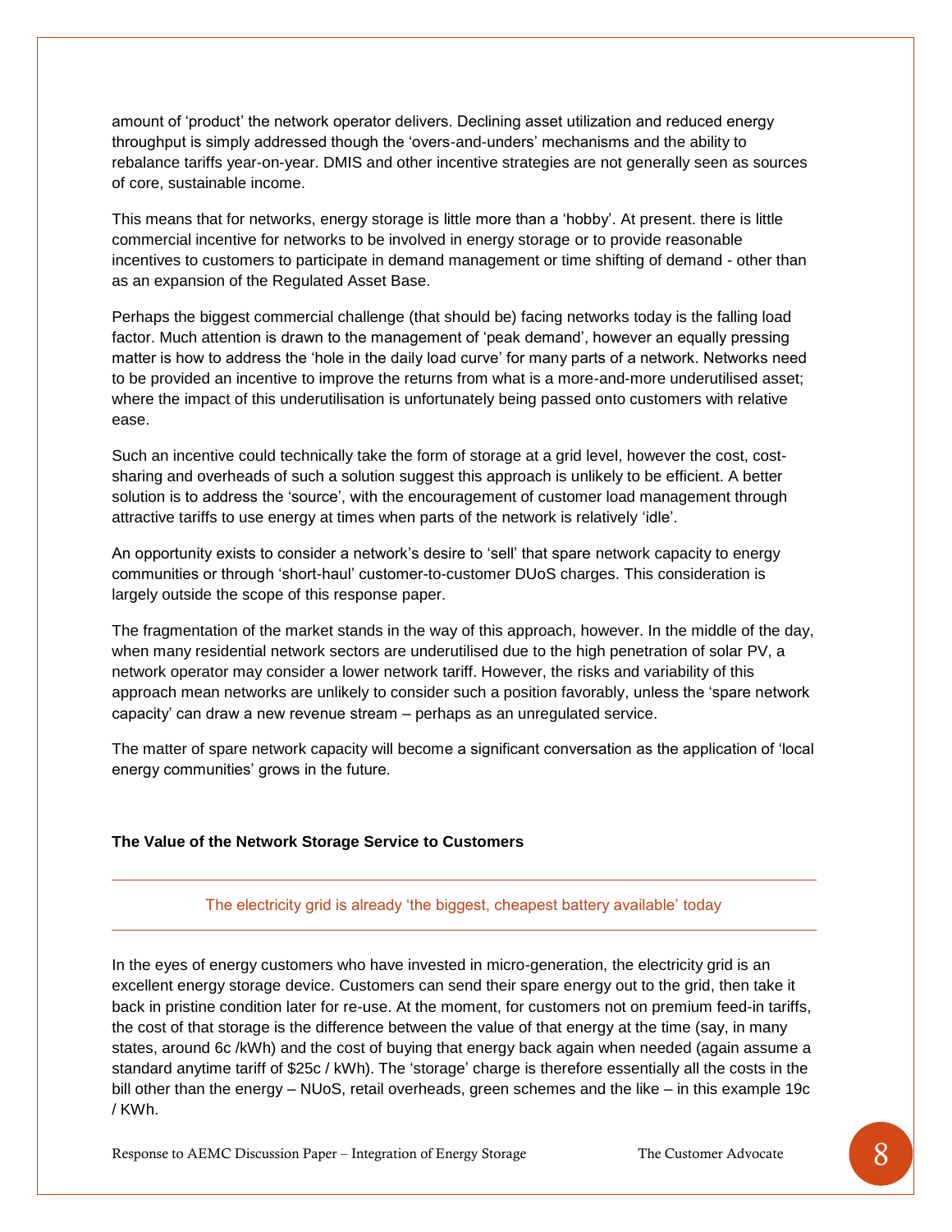amount of 'product' the network operator delivers. Declining asset utilization and reduced energy throughput is simply addressed though the 'overs-and-unders' mechanisms and the ability to rebalance tariffs year-on-year. DMIS and other incentive strategies are not generally seen as sources of core, sustainable income.

This means that for networks, energy storage is little more than a 'hobby'. At present. there is little commercial incentive for networks to be involved in energy storage or to provide reasonable incentives to customers to participate in demand management or time shifting of demand - other than as an expansion of the Regulated Asset Base.

Perhaps the biggest commercial challenge (that should be) facing networks today is the falling load factor. Much attention is drawn to the management of 'peak demand', however an equally pressing matter is how to address the 'hole in the daily load curve' for many parts of a network. Networks need to be provided an incentive to improve the returns from what is a more-and-more underutilised asset; where the impact of this underutilisation is unfortunately being passed onto customers with relative ease.

Such an incentive could technically take the form of storage at a grid level, however the cost, cost-sharing and overheads of such a solution suggest this approach is unlikely to be efficient. A better solution is to address the 'source', with the encouragement of customer load management through attractive tariffs to use energy at times when parts of the network is relatively 'idle'.

An opportunity exists to consider a network's desire to 'sell' that spare network capacity to energy communities or through 'short-haul' customer-to-customer DUoS charges. This consideration is largely outside the scope of this response paper.

The fragmentation of the market stands in the way of this approach, however. In the middle of the day, when many residential network sectors are underutilised due to the high penetration of solar PV, a network operator may consider a lower network tariff. However, the risks and variability of this approach mean networks are unlikely to consider such a position favorably, unless the 'spare network capacity' can draw a new revenue stream – perhaps as an unregulated service.

The matter of spare network capacity will become a significant conversation as the application of 'local energy communities' grows in the future.

**The Value of the Network Storage Service to Customers**

---

The electricity grid is already 'the biggest, cheapest battery available' today

---

In the eyes of energy customers who have invested in micro-generation, the electricity grid is an excellent energy storage device. Customers can send their spare energy out to the grid, then take it back in pristine condition later for re-use. At the moment, for customers not on premium feed-in tariffs, the cost of that storage is the difference between the value of that energy at the time (say, in many states, around 6c /kWh) and the cost of buying that energy back again when needed (again assume a standard anytime tariff of $25c / kWh). The 'storage' charge is therefore essentially all the costs in the bill other than the energy – NUoS, retail overheads, green schemes and the like – in this example 19c / KWh.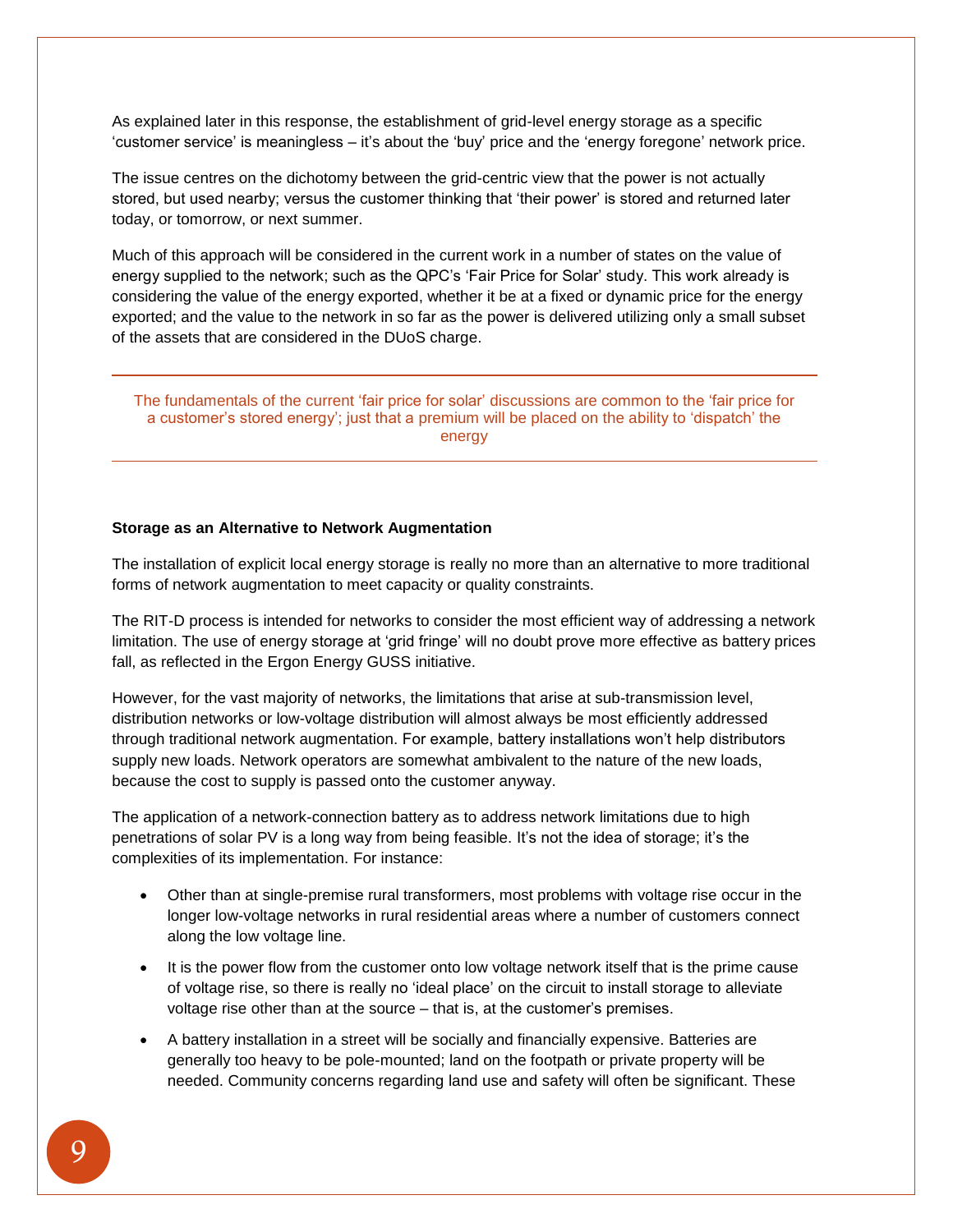As explained later in this response, the establishment of grid-level energy storage as a specific 'customer service' is meaningless – it's about the 'buy' price and the 'energy foregone' network price.

The issue centres on the dichotomy between the grid-centric view that the power is not actually stored, but used nearby; versus the customer thinking that 'their power' is stored and returned later today, or tomorrow, or next summer.

Much of this approach will be considered in the current work in a number of states on the value of energy supplied to the network; such as the QPC's 'Fair Price for Solar' study. This work already is considering the value of the energy exported, whether it be at a fixed or dynamic price for the energy exported; and the value to the network in so far as the power is delivered utilizing only a small subset of the assets that are considered in the DUoS charge.

---

The fundamentals of the current 'fair price for solar' discussions are common to the 'fair price for a customer's stored energy'; just that a premium will be placed on the ability to 'dispatch' the energy

---

**Storage as an Alternative to Network Augmentation**

The installation of explicit local energy storage is really no more than an alternative to more traditional forms of network augmentation to meet capacity or quality constraints.

The RIT-D process is intended for networks to consider the most efficient way of addressing a network limitation. The use of energy storage at 'grid fringe' will no doubt prove more effective as battery prices fall, as reflected in the Ergon Energy GUSS initiative.

However, for the vast majority of networks, the limitations that arise at sub-transmission level, distribution networks or low-voltage distribution will almost always be most efficiently addressed through traditional network augmentation. For example, battery installations won't help distributors supply new loads. Network operators are somewhat ambivalent to the nature of the new loads, because the cost to supply is passed onto the customer anyway.

The application of a network-connection battery as to address network limitations due to high penetrations of solar PV is a long way from being feasible. It's not the idea of storage; it's the complexities of its implementation. For instance:

- Other than at single-premise rural transformers, most problems with voltage rise occur in the longer low-voltage networks in rural residential areas where a number of customers connect along the low voltage line.
- It is the power flow from the customer onto low voltage network itself that is the prime cause of voltage rise, so there is really no 'ideal place' on the circuit to install storage to alleviate voltage rise other than at the source – that is, at the customer's premises.
- A battery installation in a street will be socially and financially expensive. Batteries are generally too heavy to be pole-mounted; land on the footpath or private property will be needed. Community concerns regarding land use and safety will often be significant. These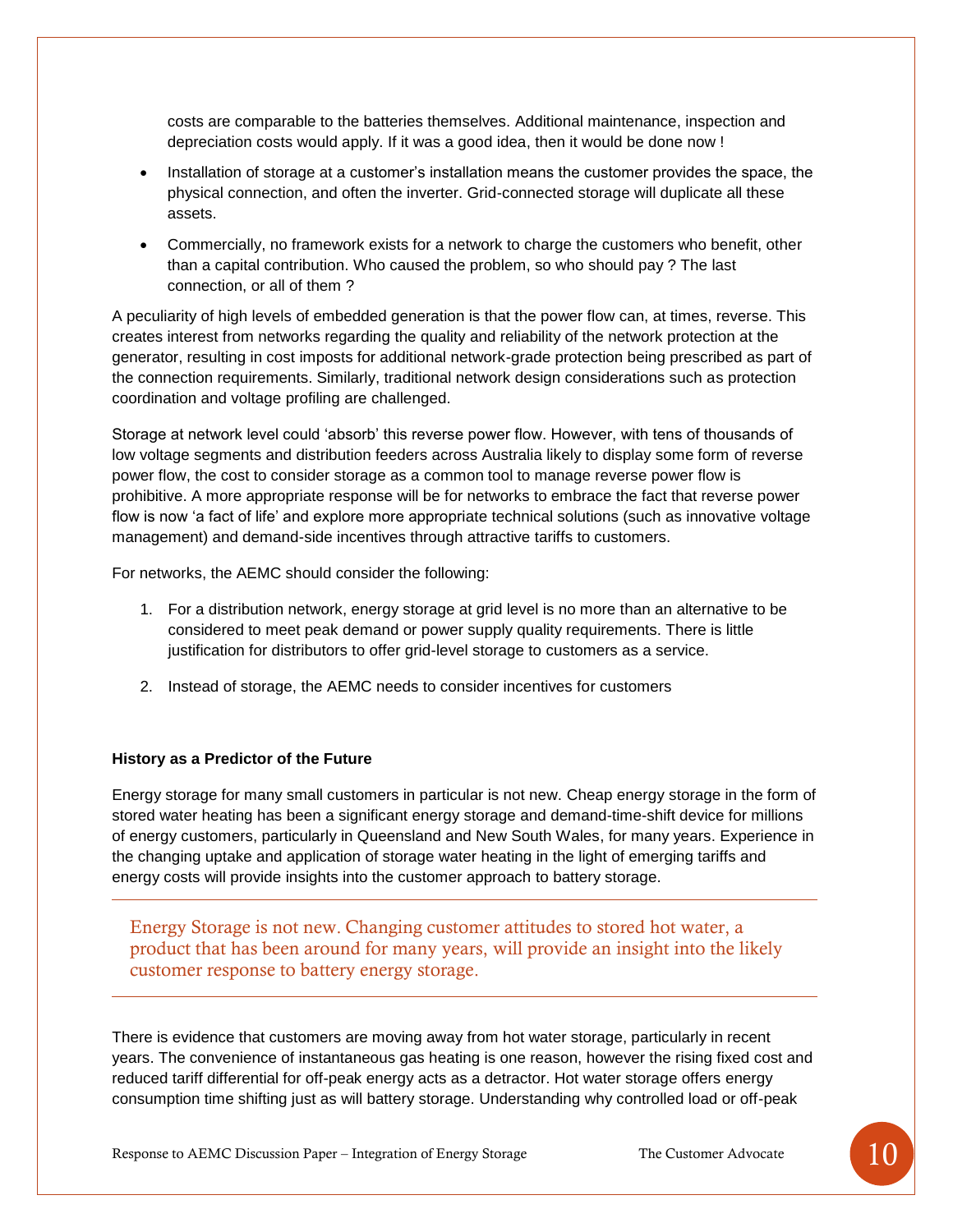costs are comparable to the batteries themselves. Additional maintenance, inspection and depreciation costs would apply. If it was a good idea, then it would be done now !

- Installation of storage at a customer's installation means the customer provides the space, the physical connection, and often the inverter. Grid-connected storage will duplicate all these assets.
- Commercially, no framework exists for a network to charge the customers who benefit, other than a capital contribution. Who caused the problem, so who should pay ? The last connection, or all of them ?

A peculiarity of high levels of embedded generation is that the power flow can, at times, reverse. This creates interest from networks regarding the quality and reliability of the network protection at the generator, resulting in cost imposts for additional network-grade protection being prescribed as part of the connection requirements. Similarly, traditional network design considerations such as protection coordination and voltage profiling are challenged.

Storage at network level could 'absorb' this reverse power flow. However, with tens of thousands of low voltage segments and distribution feeders across Australia likely to display some form of reverse power flow, the cost to consider storage as a common tool to manage reverse power flow is prohibitive. A more appropriate response will be for networks to embrace the fact that reverse power flow is now 'a fact of life' and explore more appropriate technical solutions (such as innovative voltage management) and demand-side incentives through attractive tariffs to customers.

For networks, the AEMC should consider the following:

1. For a distribution network, energy storage at grid level is no more than an alternative to be considered to meet peak demand or power supply quality requirements. There is little justification for distributors to offer grid-level storage to customers as a service.
2. Instead of storage, the AEMC needs to consider incentives for customers

**History as a Predictor of the Future**

Energy storage for many small customers in particular is not new. Cheap energy storage in the form of stored water heating has been a significant energy storage and demand-time-shift device for millions of energy customers, particularly in Queensland and New South Wales, for many years. Experience in the changing uptake and application of storage water heating in the light of emerging tariffs and energy costs will provide insights into the customer approach to battery storage.

---

Energy Storage is not new. Changing customer attitudes to stored hot water, a product that has been around for many years, will provide an insight into the likely customer response to battery energy storage.

---

There is evidence that customers are moving away from hot water storage, particularly in recent years. The convenience of instantaneous gas heating is one reason, however the rising fixed cost and reduced tariff differential for off-peak energy acts as a detractor. Hot water storage offers energy consumption time shifting just as will battery storage. Understanding why controlled load or off-peak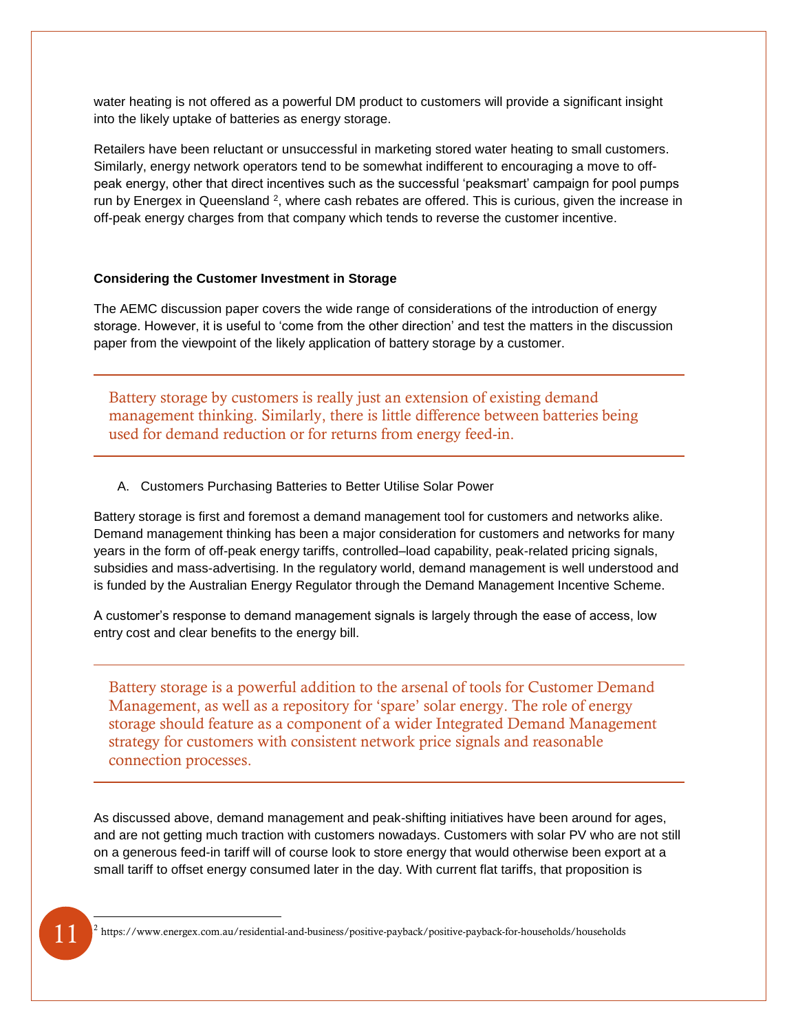water heating is not offered as a powerful DM product to customers will provide a significant insight into the likely uptake of batteries as energy storage.

Retailers have been reluctant or unsuccessful in marketing stored water heating to small customers. Similarly, energy network operators tend to be somewhat indifferent to encouraging a move to off-peak energy, other that direct incentives such as the successful 'peaksmart' campaign for pool pumps run by Energex in Queensland [2], where cash rebates are offered. This is curious, given the increase in off-peak energy charges from that company which tends to reverse the customer incentive.

**Considering the Customer Investment in Storage**

The AEMC discussion paper covers the wide range of considerations of the introduction of energy storage. However, it is useful to 'come from the other direction' and test the matters in the discussion paper from the viewpoint of the likely application of battery storage by a customer.

---

> Battery storage by customers is really just an extension of existing demand management thinking. Similarly, there is little difference between batteries being used for demand reduction or for returns from energy feed-in.

---

A. Customers Purchasing Batteries to Better Utilise Solar Power

Battery storage is first and foremost a demand management tool for customers and networks alike. Demand management thinking has been a major consideration for customers and networks for many years in the form of off-peak energy tariffs, controlled–load capability, peak-related pricing signals, subsidies and mass-advertising. In the regulatory world, demand management is well understood and is funded by the Australian Energy Regulator through the Demand Management Incentive Scheme.

A customer's response to demand management signals is largely through the ease of access, low entry cost and clear benefits to the energy bill.

---

> Battery storage is a powerful addition to the arsenal of tools for Customer Demand Management, as well as a repository for 'spare' solar energy. The role of energy storage should feature as a component of a wider Integrated Demand Management strategy for customers with consistent network price signals and reasonable connection processes.

---

As discussed above, demand management and peak-shifting initiatives have been around for ages, and are not getting much traction with customers nowadays. Customers with solar PV who are not still on a generous feed-in tariff will of course look to store energy that would otherwise been export at a small tariff to offset energy consumed later in the day. With current flat tariffs, that proposition is

[2] https://www.energex.com.au/residential-and-business/positive-payback/positive-payback-for-households/households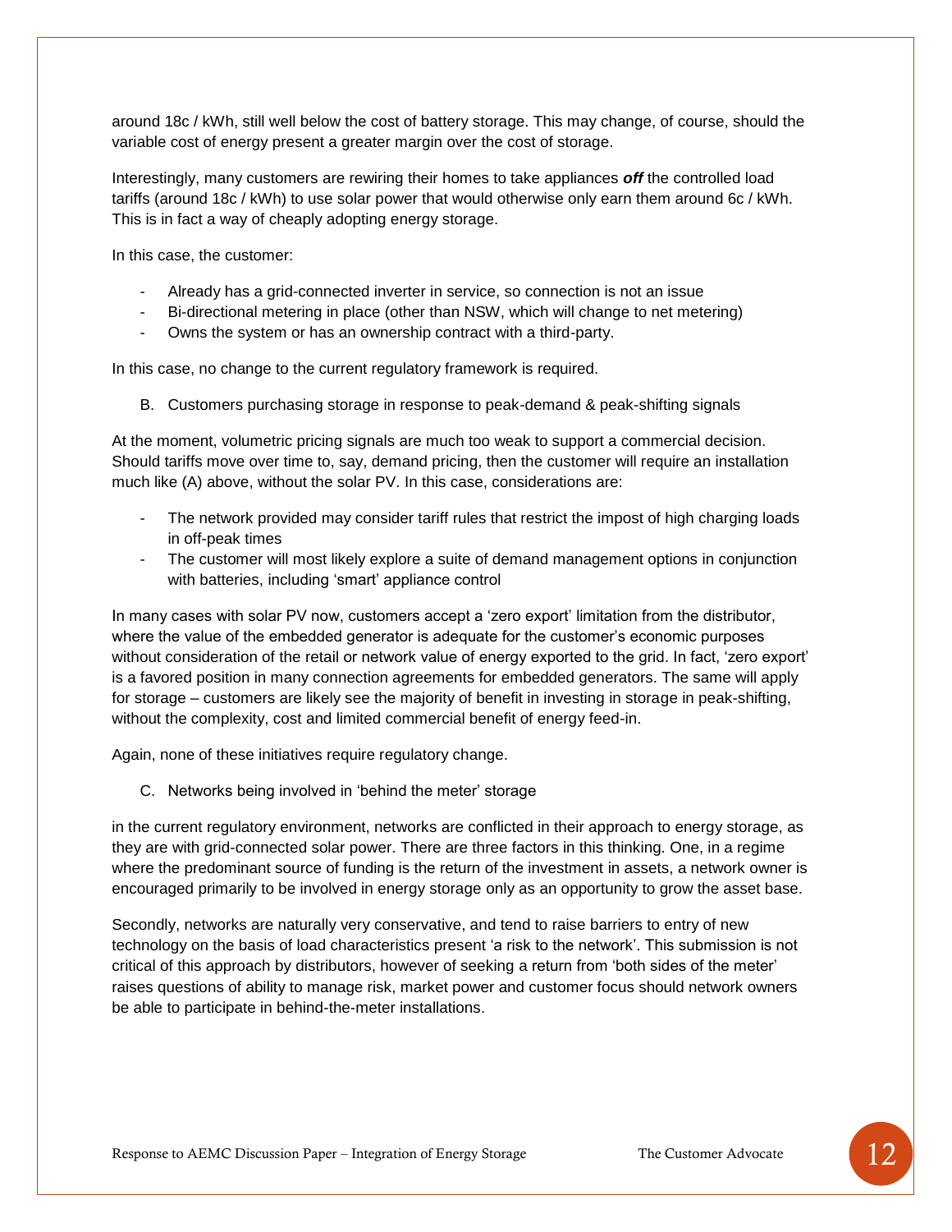around 18c / kWh, still well below the cost of battery storage. This may change, of course, should the variable cost of energy present a greater margin over the cost of storage.

Interestingly, many customers are rewiring their homes to take appliances ***off*** the controlled load tariffs (around 18c / kWh) to use solar power that would otherwise only earn them around 6c / kWh. This is in fact a way of cheaply adopting energy storage.

In this case, the customer:

- Already has a grid-connected inverter in service, so connection is not an issue
- Bi-directional metering in place (other than NSW, which will change to net metering)
- Owns the system or has an ownership contract with a third-party.

In this case, no change to the current regulatory framework is required.

B. Customers purchasing storage in response to peak-demand & peak-shifting signals

At the moment, volumetric pricing signals are much too weak to support a commercial decision. Should tariffs move over time to, say, demand pricing, then the customer will require an installation much like (A) above, without the solar PV. In this case, considerations are:

- The network provided may consider tariff rules that restrict the impost of high charging loads in off-peak times
- The customer will most likely explore a suite of demand management options in conjunction with batteries, including 'smart' appliance control

In many cases with solar PV now, customers accept a 'zero export' limitation from the distributor, where the value of the embedded generator is adequate for the customer's economic purposes without consideration of the retail or network value of energy exported to the grid. In fact, 'zero export' is a favored position in many connection agreements for embedded generators. The same will apply for storage – customers are likely see the majority of benefit in investing in storage in peak-shifting, without the complexity, cost and limited commercial benefit of energy feed-in.

Again, none of these initiatives require regulatory change.

C. Networks being involved in 'behind the meter' storage

in the current regulatory environment, networks are conflicted in their approach to energy storage, as they are with grid-connected solar power. There are three factors in this thinking. One, in a regime where the predominant source of funding is the return of the investment in assets, a network owner is encouraged primarily to be involved in energy storage only as an opportunity to grow the asset base.

Secondly, networks are naturally very conservative, and tend to raise barriers to entry of new technology on the basis of load characteristics present 'a risk to the network'. This submission is not critical of this approach by distributors, however of seeking a return from 'both sides of the meter' raises questions of ability to manage risk, market power and customer focus should network owners be able to participate in behind-the-meter installations.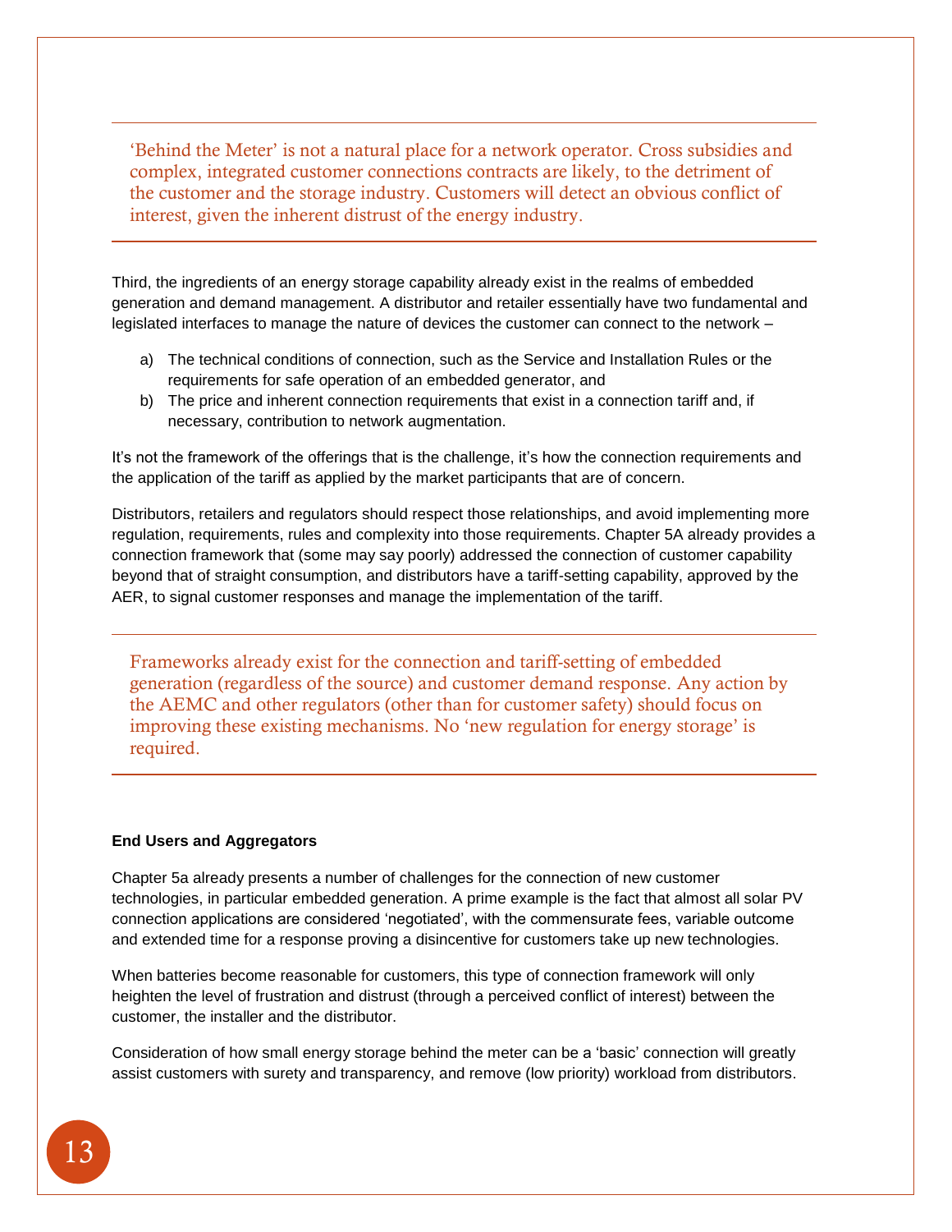> 'Behind the Meter' is not a natural place for a network operator. Cross subsidies and complex, integrated customer connections contracts are likely, to the detriment of the customer and the storage industry. Customers will detect an obvious conflict of interest, given the inherent distrust of the energy industry.

Third, the ingredients of an energy storage capability already exist in the realms of embedded generation and demand management. A distributor and retailer essentially have two fundamental and legislated interfaces to manage the nature of devices the customer can connect to the network –

a) The technical conditions of connection, such as the Service and Installation Rules or the requirements for safe operation of an embedded generator, and
b) The price and inherent connection requirements that exist in a connection tariff and, if necessary, contribution to network augmentation.

It's not the framework of the offerings that is the challenge, it's how the connection requirements and the application of the tariff as applied by the market participants that are of concern.

Distributors, retailers and regulators should respect those relationships, and avoid implementing more regulation, requirements, rules and complexity into those requirements. Chapter 5A already provides a connection framework that (some may say poorly) addressed the connection of customer capability beyond that of straight consumption, and distributors have a tariff-setting capability, approved by the AER, to signal customer responses and manage the implementation of the tariff.

> Frameworks already exist for the connection and tariff-setting of embedded generation (regardless of the source) and customer demand response. Any action by the AEMC and other regulators (other than for customer safety) should focus on improving these existing mechanisms. No 'new regulation for energy storage' is required.

**End Users and Aggregators**

Chapter 5a already presents a number of challenges for the connection of new customer technologies, in particular embedded generation. A prime example is the fact that almost all solar PV connection applications are considered 'negotiated', with the commensurate fees, variable outcome and extended time for a response proving a disincentive for customers take up new technologies.

When batteries become reasonable for customers, this type of connection framework will only heighten the level of frustration and distrust (through a perceived conflict of interest) between the customer, the installer and the distributor.

Consideration of how small energy storage behind the meter can be a 'basic' connection will greatly assist customers with surety and transparency, and remove (low priority) workload from distributors.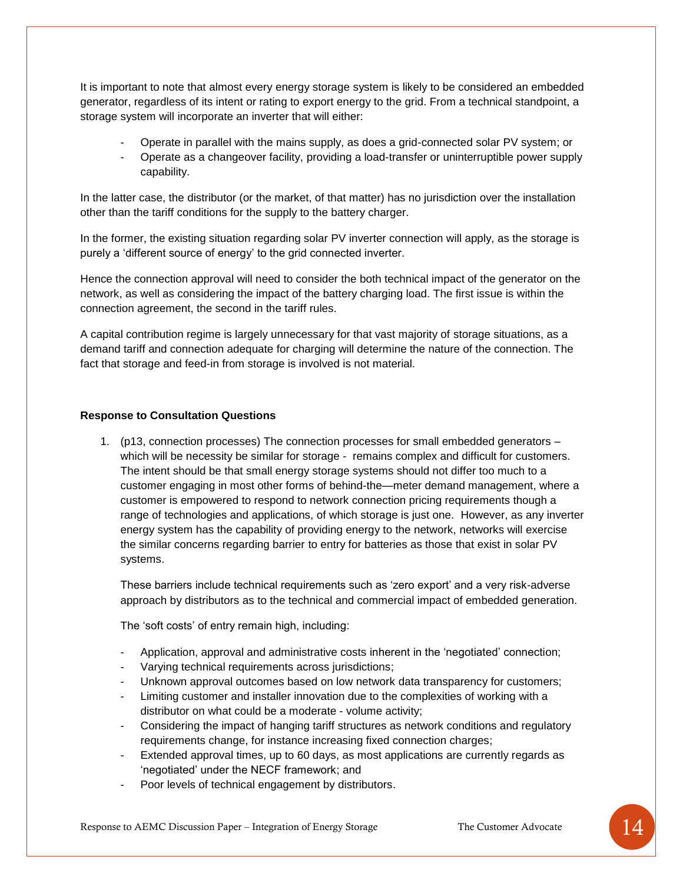It is important to note that almost every energy storage system is likely to be considered an embedded generator, regardless of its intent or rating to export energy to the grid. From a technical standpoint, a storage system will incorporate an inverter that will either:

- Operate in parallel with the mains supply, as does a grid-connected solar PV system; or
- Operate as a changeover facility, providing a load-transfer or uninterruptible power supply capability.

In the latter case, the distributor (or the market, of that matter) has no jurisdiction over the installation other than the tariff conditions for the supply to the battery charger.

In the former, the existing situation regarding solar PV inverter connection will apply, as the storage is purely a 'different source of energy' to the grid connected inverter.

Hence the connection approval will need to consider the both technical impact of the generator on the network, as well as considering the impact of the battery charging load. The first issue is within the connection agreement, the second in the tariff rules.

A capital contribution regime is largely unnecessary for that vast majority of storage situations, as a demand tariff and connection adequate for charging will determine the nature of the connection. The fact that storage and feed-in from storage is involved is not material.

**Response to Consultation Questions**

1. (p13, connection processes) The connection processes for small embedded generators – which will be necessity be similar for storage - remains complex and difficult for customers. The intent should be that small energy storage systems should not differ too much to a customer engaging in most other forms of behind-the—meter demand management, where a customer is empowered to respond to network connection pricing requirements though a range of technologies and applications, of which storage is just one. However, as any inverter energy system has the capability of providing energy to the network, networks will exercise the similar concerns regarding barrier to entry for batteries as those that exist in solar PV systems.

   These barriers include technical requirements such as 'zero export' and a very risk-adverse approach by distributors as to the technical and commercial impact of embedded generation.

   The 'soft costs' of entry remain high, including:

   - Application, approval and administrative costs inherent in the 'negotiated' connection;
   - Varying technical requirements across jurisdictions;
   - Unknown approval outcomes based on low network data transparency for customers;
   - Limiting customer and installer innovation due to the complexities of working with a distributor on what could be a moderate - volume activity;
   - Considering the impact of hanging tariff structures as network conditions and regulatory requirements change, for instance increasing fixed connection charges;
   - Extended approval times, up to 60 days, as most applications are currently regards as 'negotiated' under the NECF framework; and
   - Poor levels of technical engagement by distributors.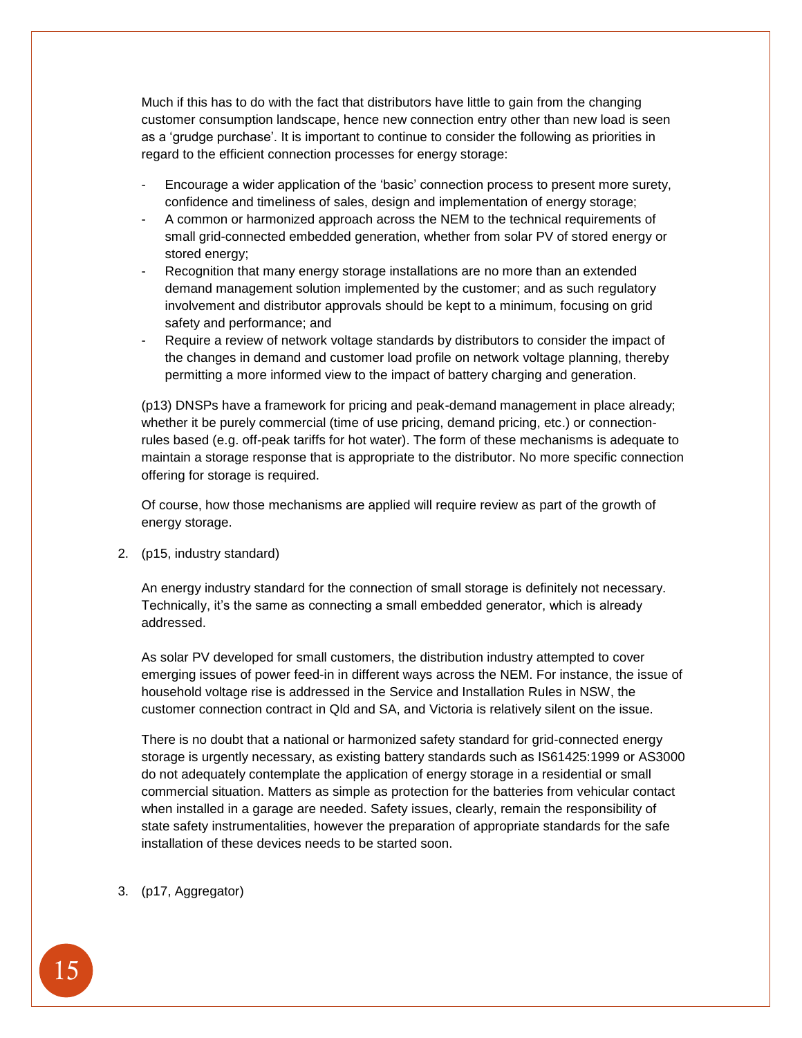Much if this has to do with the fact that distributors have little to gain from the changing customer consumption landscape, hence new connection entry other than new load is seen as a 'grudge purchase'. It is important to continue to consider the following as priorities in regard to the efficient connection processes for energy storage:

- Encourage a wider application of the 'basic' connection process to present more surety, confidence and timeliness of sales, design and implementation of energy storage;
- A common or harmonized approach across the NEM to the technical requirements of small grid-connected embedded generation, whether from solar PV of stored energy or stored energy;
- Recognition that many energy storage installations are no more than an extended demand management solution implemented by the customer; and as such regulatory involvement and distributor approvals should be kept to a minimum, focusing on grid safety and performance; and
- Require a review of network voltage standards by distributors to consider the impact of the changes in demand and customer load profile on network voltage planning, thereby permitting a more informed view to the impact of battery charging and generation.

(p13) DNSPs have a framework for pricing and peak-demand management in place already; whether it be purely commercial (time of use pricing, demand pricing, etc.) or connection-rules based (e.g. off-peak tariffs for hot water). The form of these mechanisms is adequate to maintain a storage response that is appropriate to the distributor. No more specific connection offering for storage is required.

Of course, how those mechanisms are applied will require review as part of the growth of energy storage.

2. (p15, industry standard)

   An energy industry standard for the connection of small storage is definitely not necessary. Technically, it's the same as connecting a small embedded generator, which is already addressed.

   As solar PV developed for small customers, the distribution industry attempted to cover emerging issues of power feed-in in different ways across the NEM. For instance, the issue of household voltage rise is addressed in the Service and Installation Rules in NSW, the customer connection contract in Qld and SA, and Victoria is relatively silent on the issue.

   There is no doubt that a national or harmonized safety standard for grid-connected energy storage is urgently necessary, as existing battery standards such as IS61425:1999 or AS3000 do not adequately contemplate the application of energy storage in a residential or small commercial situation. Matters as simple as protection for the batteries from vehicular contact when installed in a garage are needed. Safety issues, clearly, remain the responsibility of state safety instrumentalities, however the preparation of appropriate standards for the safe installation of these devices needs to be started soon.

3. (p17, Aggregator)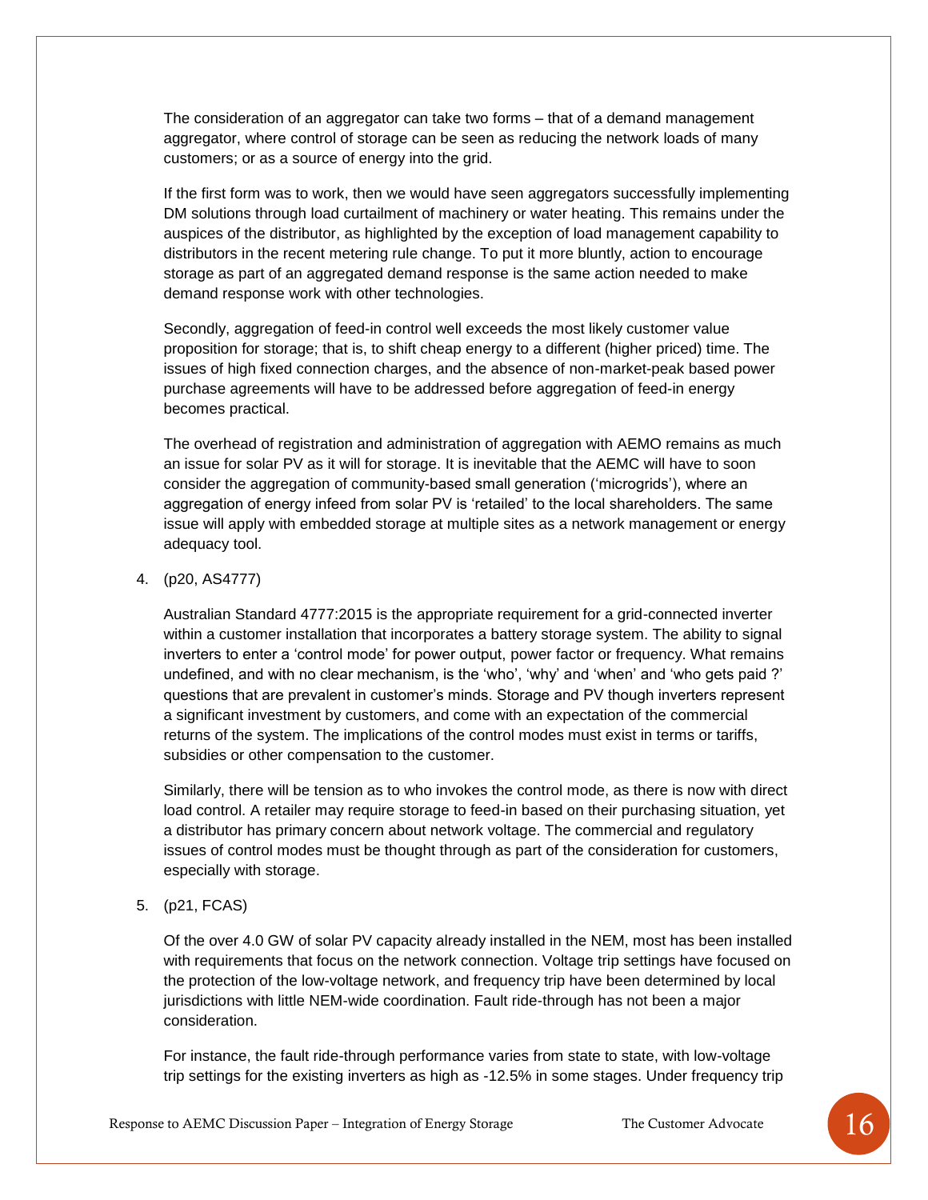The consideration of an aggregator can take two forms – that of a demand management aggregator, where control of storage can be seen as reducing the network loads of many customers; or as a source of energy into the grid.

If the first form was to work, then we would have seen aggregators successfully implementing DM solutions through load curtailment of machinery or water heating. This remains under the auspices of the distributor, as highlighted by the exception of load management capability to distributors in the recent metering rule change. To put it more bluntly, action to encourage storage as part of an aggregated demand response is the same action needed to make demand response work with other technologies.

Secondly, aggregation of feed-in control well exceeds the most likely customer value proposition for storage; that is, to shift cheap energy to a different (higher priced) time. The issues of high fixed connection charges, and the absence of non-market-peak based power purchase agreements will have to be addressed before aggregation of feed-in energy becomes practical.

The overhead of registration and administration of aggregation with AEMO remains as much an issue for solar PV as it will for storage. It is inevitable that the AEMC will have to soon consider the aggregation of community-based small generation ('microgrids'), where an aggregation of energy infeed from solar PV is 'retailed' to the local shareholders. The same issue will apply with embedded storage at multiple sites as a network management or energy adequacy tool.

4. (p20, AS4777)

   Australian Standard 4777:2015 is the appropriate requirement for a grid-connected inverter within a customer installation that incorporates a battery storage system. The ability to signal inverters to enter a 'control mode' for power output, power factor or frequency. What remains undefined, and with no clear mechanism, is the 'who', 'why' and 'when' and 'who gets paid ?' questions that are prevalent in customer's minds. Storage and PV though inverters represent a significant investment by customers, and come with an expectation of the commercial returns of the system. The implications of the control modes must exist in terms or tariffs, subsidies or other compensation to the customer.

   Similarly, there will be tension as to who invokes the control mode, as there is now with direct load control. A retailer may require storage to feed-in based on their purchasing situation, yet a distributor has primary concern about network voltage. The commercial and regulatory issues of control modes must be thought through as part of the consideration for customers, especially with storage.

5. (p21, FCAS)

   Of the over 4.0 GW of solar PV capacity already installed in the NEM, most has been installed with requirements that focus on the network connection. Voltage trip settings have focused on the protection of the low-voltage network, and frequency trip have been determined by local jurisdictions with little NEM-wide coordination. Fault ride-through has not been a major consideration.

   For instance, the fault ride-through performance varies from state to state, with low-voltage trip settings for the existing inverters as high as -12.5% in some stages. Under frequency trip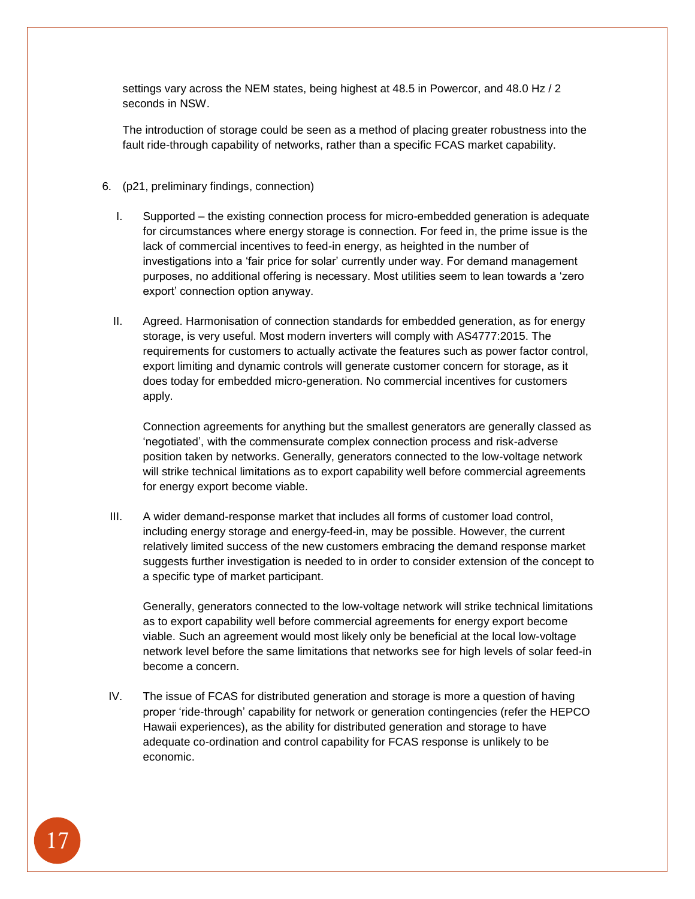settings vary across the NEM states, being highest at 48.5 in Powercor, and 48.0 Hz / 2 seconds in NSW.

The introduction of storage could be seen as a method of placing greater robustness into the fault ride-through capability of networks, rather than a specific FCAS market capability.

6. (p21, preliminary findings, connection)

   I. Supported – the existing connection process for micro-embedded generation is adequate for circumstances where energy storage is connection. For feed in, the prime issue is the lack of commercial incentives to feed-in energy, as heighted in the number of investigations into a 'fair price for solar' currently under way. For demand management purposes, no additional offering is necessary. Most utilities seem to lean towards a 'zero export' connection option anyway.

   II. Agreed. Harmonisation of connection standards for embedded generation, as for energy storage, is very useful. Most modern inverters will comply with AS4777:2015. The requirements for customers to actually activate the features such as power factor control, export limiting and dynamic controls will generate customer concern for storage, as it does today for embedded micro-generation. No commercial incentives for customers apply.

      Connection agreements for anything but the smallest generators are generally classed as 'negotiated', with the commensurate complex connection process and risk-adverse position taken by networks. Generally, generators connected to the low-voltage network will strike technical limitations as to export capability well before commercial agreements for energy export become viable.

   III. A wider demand-response market that includes all forms of customer load control, including energy storage and energy-feed-in, may be possible. However, the current relatively limited success of the new customers embracing the demand response market suggests further investigation is needed to in order to consider extension of the concept to a specific type of market participant.

      Generally, generators connected to the low-voltage network will strike technical limitations as to export capability well before commercial agreements for energy export become viable. Such an agreement would most likely only be beneficial at the local low-voltage network level before the same limitations that networks see for high levels of solar feed-in become a concern.

   IV. The issue of FCAS for distributed generation and storage is more a question of having proper 'ride-through' capability for network or generation contingencies (refer the HEPCO Hawaii experiences), as the ability for distributed generation and storage to have adequate co-ordination and control capability for FCAS response is unlikely to be economic.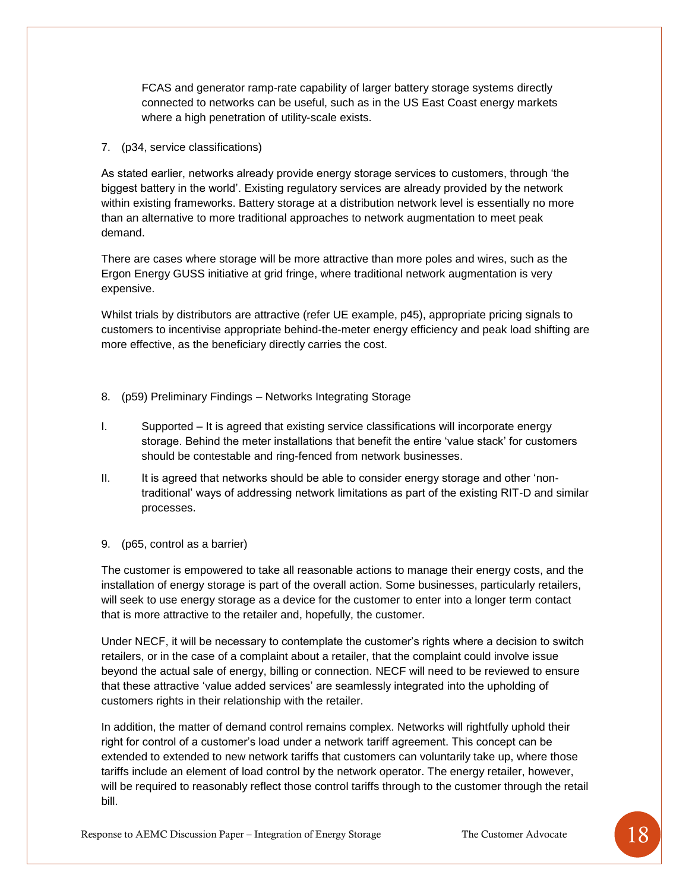FCAS and generator ramp-rate capability of larger battery storage systems directly connected to networks can be useful, such as in the US East Coast energy markets where a high penetration of utility-scale exists.

7. (p34, service classifications)

As stated earlier, networks already provide energy storage services to customers, through 'the biggest battery in the world'. Existing regulatory services are already provided by the network within existing frameworks. Battery storage at a distribution network level is essentially no more than an alternative to more traditional approaches to network augmentation to meet peak demand.

There are cases where storage will be more attractive than more poles and wires, such as the Ergon Energy GUSS initiative at grid fringe, where traditional network augmentation is very expensive.

Whilst trials by distributors are attractive (refer UE example, p45), appropriate pricing signals to customers to incentivise appropriate behind-the-meter energy efficiency and peak load shifting are more effective, as the beneficiary directly carries the cost.

8. (p59) Preliminary Findings – Networks Integrating Storage

I. Supported – It is agreed that existing service classifications will incorporate energy storage. Behind the meter installations that benefit the entire 'value stack' for customers should be contestable and ring-fenced from network businesses.

II. It is agreed that networks should be able to consider energy storage and other 'non-traditional' ways of addressing network limitations as part of the existing RIT-D and similar processes.

9. (p65, control as a barrier)

The customer is empowered to take all reasonable actions to manage their energy costs, and the installation of energy storage is part of the overall action. Some businesses, particularly retailers, will seek to use energy storage as a device for the customer to enter into a longer term contact that is more attractive to the retailer and, hopefully, the customer.

Under NECF, it will be necessary to contemplate the customer's rights where a decision to switch retailers, or in the case of a complaint about a retailer, that the complaint could involve issue beyond the actual sale of energy, billing or connection. NECF will need to be reviewed to ensure that these attractive 'value added services' are seamlessly integrated into the upholding of customers rights in their relationship with the retailer.

In addition, the matter of demand control remains complex. Networks will rightfully uphold their right for control of a customer's load under a network tariff agreement. This concept can be extended to extended to new network tariffs that customers can voluntarily take up, where those tariffs include an element of load control by the network operator. The energy retailer, however, will be required to reasonably reflect those control tariffs through to the customer through the retail bill.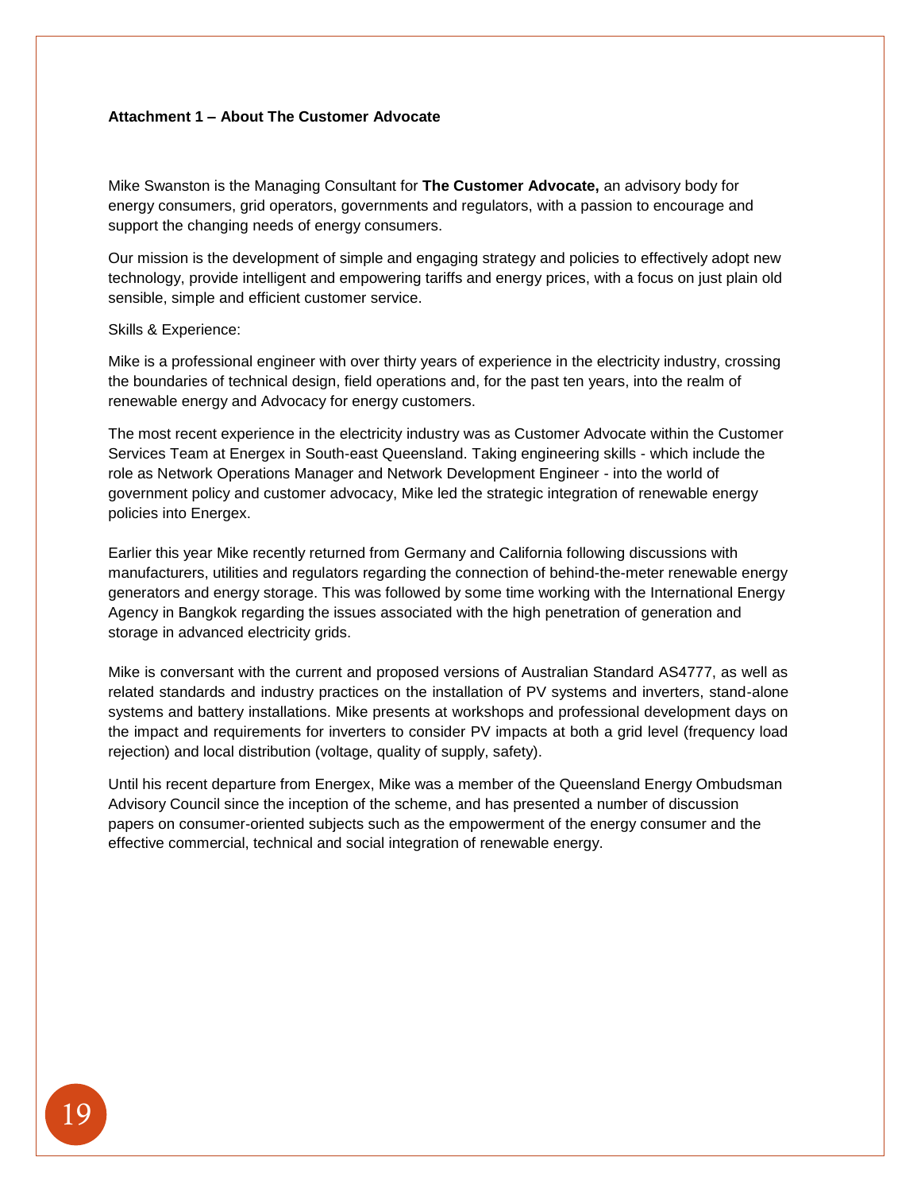**Attachment 1 – About The Customer Advocate**

Mike Swanston is the Managing Consultant for **The Customer Advocate,** an advisory body for energy consumers, grid operators, governments and regulators, with a passion to encourage and support the changing needs of energy consumers.

Our mission is the development of simple and engaging strategy and policies to effectively adopt new technology, provide intelligent and empowering tariffs and energy prices, with a focus on just plain old sensible, simple and efficient customer service.

Skills & Experience:

Mike is a professional engineer with over thirty years of experience in the electricity industry, crossing the boundaries of technical design, field operations and, for the past ten years, into the realm of renewable energy and Advocacy for energy customers.

The most recent experience in the electricity industry was as Customer Advocate within the Customer Services Team at Energex in South-east Queensland. Taking engineering skills - which include the role as Network Operations Manager and Network Development Engineer - into the world of government policy and customer advocacy, Mike led the strategic integration of renewable energy policies into Energex.

Earlier this year Mike recently returned from Germany and California following discussions with manufacturers, utilities and regulators regarding the connection of behind-the-meter renewable energy generators and energy storage. This was followed by some time working with the International Energy Agency in Bangkok regarding the issues associated with the high penetration of generation and storage in advanced electricity grids.

Mike is conversant with the current and proposed versions of Australian Standard AS4777, as well as related standards and industry practices on the installation of PV systems and inverters, stand-alone systems and battery installations. Mike presents at workshops and professional development days on the impact and requirements for inverters to consider PV impacts at both a grid level (frequency load rejection) and local distribution (voltage, quality of supply, safety).

Until his recent departure from Energex, Mike was a member of the Queensland Energy Ombudsman Advisory Council since the inception of the scheme, and has presented a number of discussion papers on consumer-oriented subjects such as the empowerment of the energy consumer and the effective commercial, technical and social integration of renewable energy.